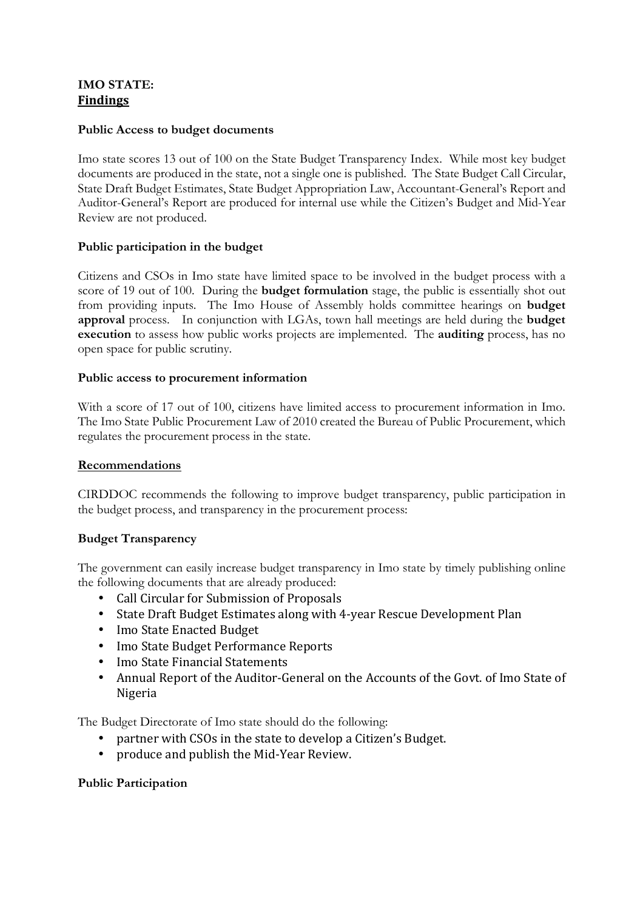# IMO STATE:

## Findings

### Public Access to budget documents

Imo state scores 13 out of 100 on the State Budget Transparency Index. While most key budget documents are produced in the state, not a single one is published. The State Budget Call Circular, State Draft Budget Estimates, State Budget Appropriation Law, Accountant-General's Report and Auditor-General's Report are produced for internal use while the Citizen's Budget and Mid-Year Review are not produced.

### Public participation in the budget

Citizens and CSOs in Imo state have limited space to be involved in the budget process with a score of 19 out of 100. During the **budget formulation** stage, the public is essentially shot out from providing inputs. The Imo House of Assembly holds committee hearings on **budget approval** process. In conjunction with LGAs, town hall meetings are held during the **budget execution** to assess how public works projects are implemented. The **auditing** process, has no open space for public scrutiny.

### Public access to procurement information

With a score of 17 out of 100, citizens have limited access to procurement information in Imo. The Imo State Public Procurement Law of 2010 created the Bureau of Public Procurement, which regulates the procurement process in the state.

## Recommendations

CIRDDOC recommends the following to improve budget transparency, public participation in the budget process, and transparency in the procurement process:

### Budget Transparency

The government can easily increase budget transparency in Imo state by timely publishing online the following documents that are already produced:

- Call Circular for Submission of Proposals
- State Draft Budget Estimates along with 4-year Rescue Development Plan
- Imo State Enacted Budget
- Imo State Budget Performance Reports
- Imo State Financial Statements
- Annual Report of the Auditor-General on the Accounts of the Govt. of Imo State of Nigeria

The Budget Directorate of Imo state should do the following:

- partner with CSOs in the state to develop a Citizen's Budget.
- produce and publish the Mid-Year Review.

### Public Participation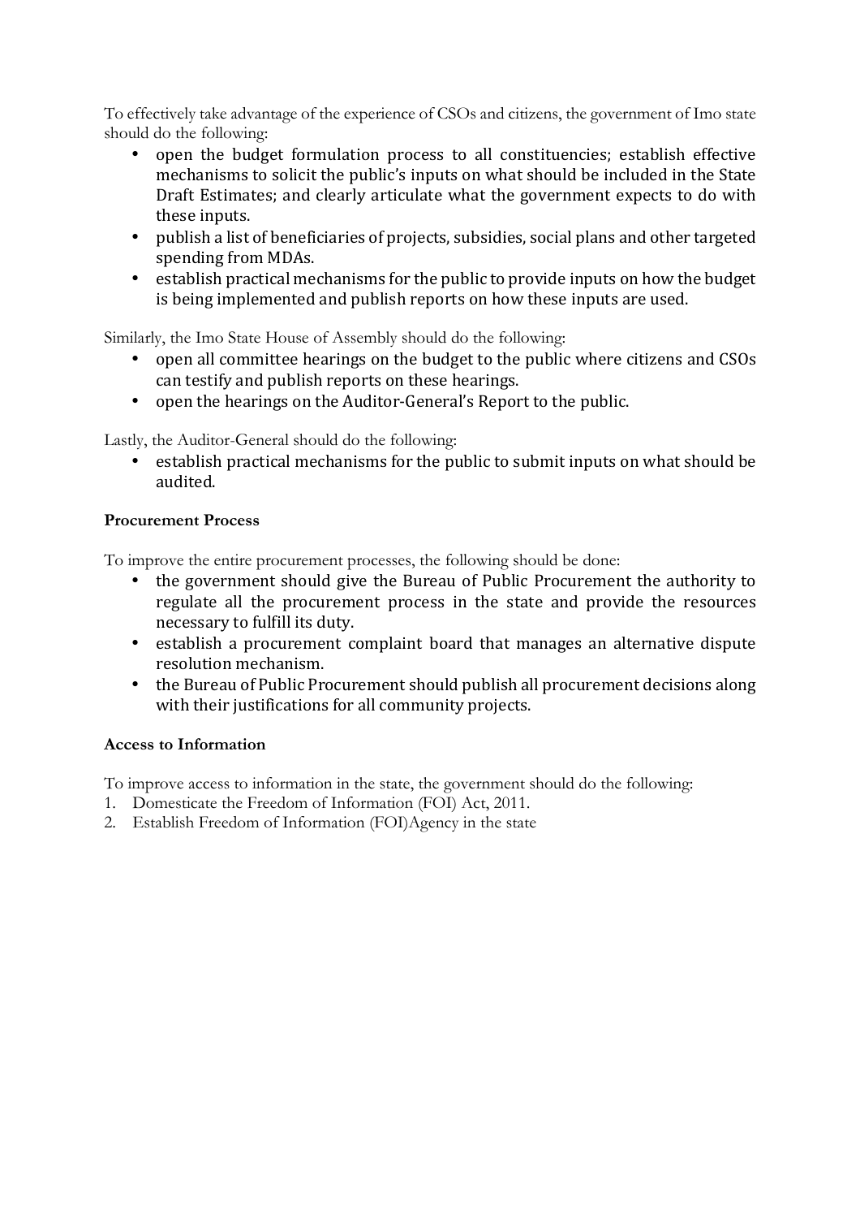To effectively take advantage of the experience of CSOs and citizens, the government of Imo state should do the following:

- open the budget formulation process to all constituencies; establish effective mechanisms to solicit the public's inputs on what should be included in the State Draft Estimates; and clearly articulate what the government expects to do with these inputs.
- publish a list of beneficiaries of projects, subsidies, social plans and other targeted spending from MDAs.
- establish practical mechanisms for the public to provide inputs on how the budget is being implemented and publish reports on how these inputs are used.

Similarly, the Imo State House of Assembly should do the following:

- open all committee hearings on the budget to the public where citizens and CSOs can testify and publish reports on these hearings.
- open the hearings on the Auditor-General's Report to the public.

Lastly, the Auditor-General should do the following:

- establish practical mechanisms for the public to submit inputs on what should be audited.

**Procurement Process**

To improve the entire procurement processes, the following should be done:

- the government should give the Bureau of Public Procurement the authority to regulate all the procurement process in the state and provide the resources necessary to fulfill its duty.
- establish a procurement complaint board that manages an alternative dispute resolution mechanism.
- the Bureau of Public Procurement should publish all procurement decisions along with their justifications for all community projects.

**Access to Information**

To improve access to information in the state, the government should do the following:

1. Domesticate the Freedom of Information (FOI) Act, 2011.
2. Establish Freedom of Information (FOI)Agency in the state